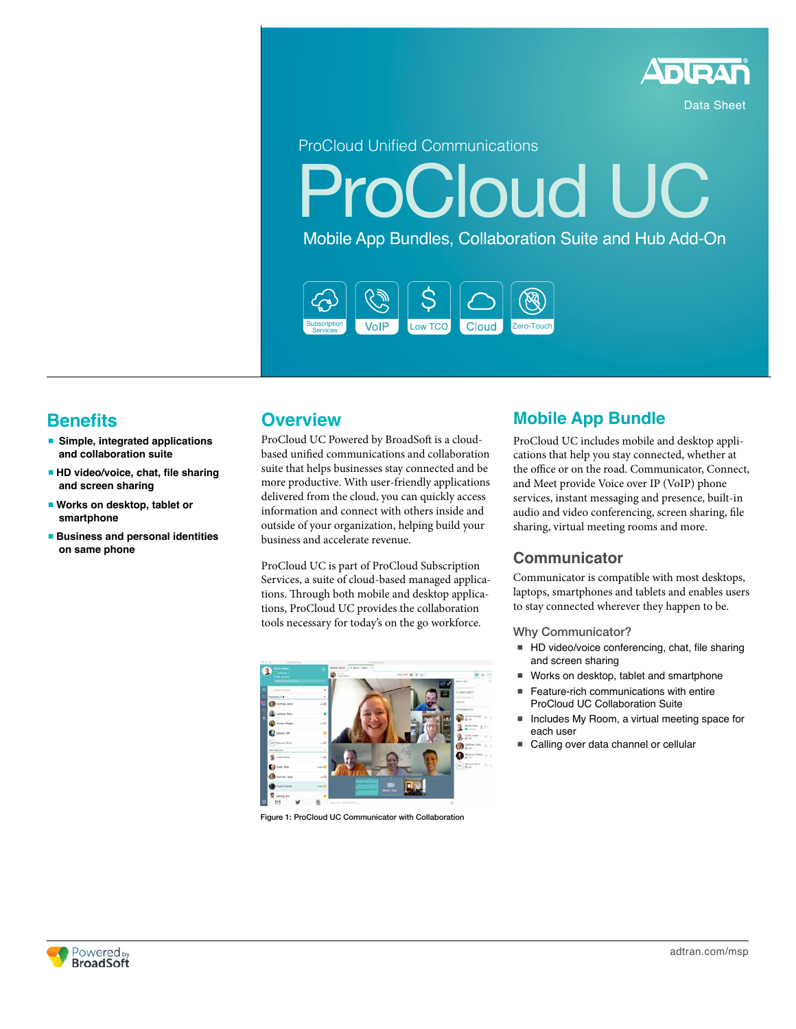ADTRAN

Data Sheet

ProCloud Unified Communications

# ProCloud UC

Mobile App Bundles, Collaboration Suite and Hub Add-On

Subscription Services | VoIP | Low TCO | Cloud | Zero-Touch

## Benefits

- Simple, integrated applications and collaboration suite
- HD video/voice, chat, file sharing and screen sharing
- Works on desktop, tablet or smartphone
- Business and personal identities on same phone

## Overview

ProCloud UC Powered by BroadSoft is a cloud-based unified communications and collaboration suite that helps businesses stay connected and be more productive. With user-friendly applications delivered from the cloud, you can quickly access information and connect with others inside and outside of your organization, helping build your business and accelerate revenue.

ProCloud UC is part of ProCloud Subscription Services, a suite of cloud-based managed applications. Through both mobile and desktop applications, ProCloud UC provides the collaboration tools necessary for today's on the go workforce.

Figure 1: ProCloud UC Communicator with Collaboration

## Mobile App Bundle

ProCloud UC includes mobile and desktop applications that help you stay connected, whether at the office or on the road. Communicator, Connect, and Meet provide Voice over IP (VoIP) phone services, instant messaging and presence, built-in audio and video conferencing, screen sharing, file sharing, virtual meeting rooms and more.

### Communicator

Communicator is compatible with most desktops, laptops, smartphones and tablets and enables users to stay connected wherever they happen to be.

#### Why Communicator?

- HD video/voice conferencing, chat, file sharing and screen sharing
- Works on desktop, tablet and smartphone
- Feature-rich communications with entire ProCloud UC Collaboration Suite
- Includes My Room, a virtual meeting space for each user
- Calling over data channel or cellular

Powered by BroadSoft

adtran.com/msp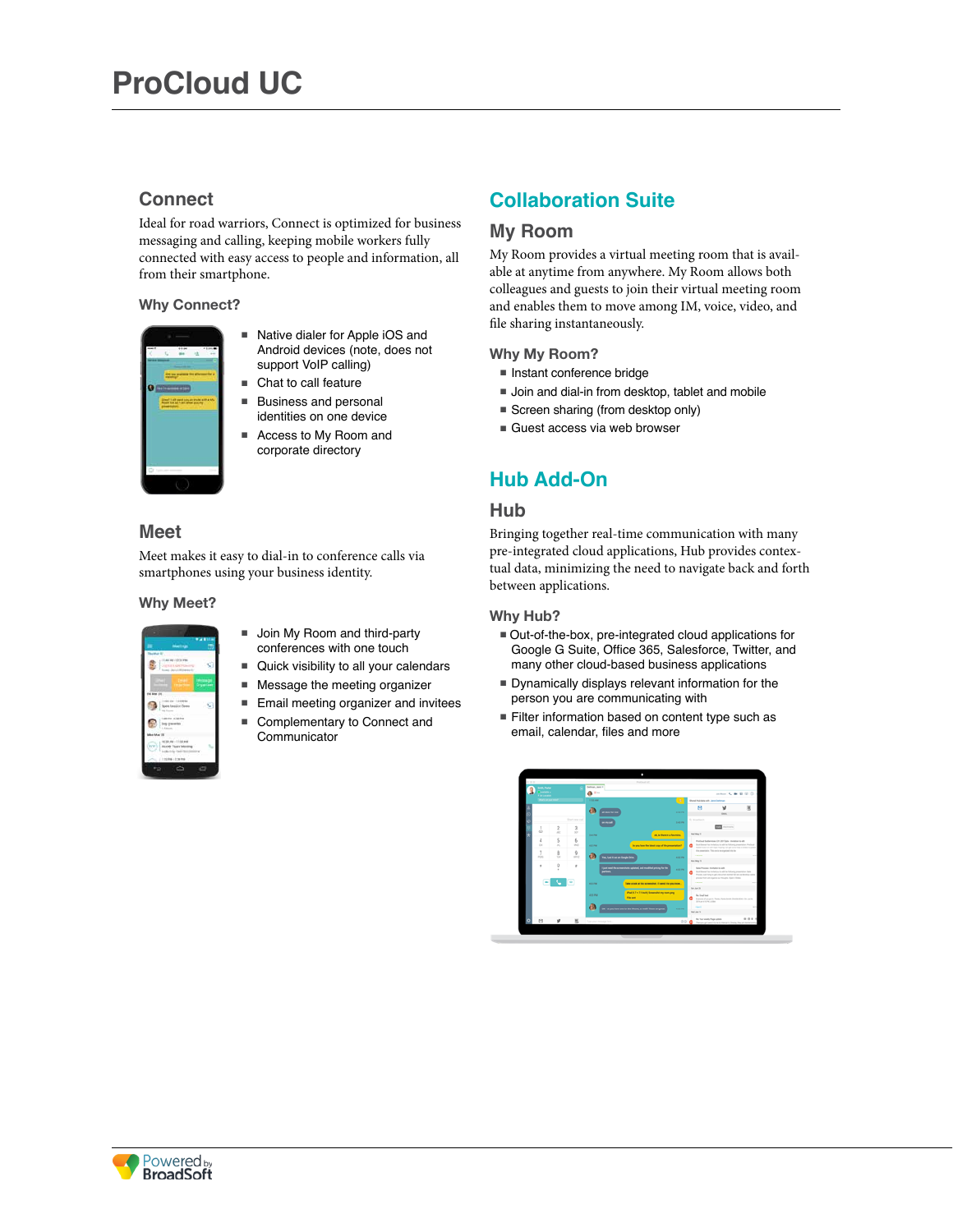# ProCloud UC

## Connect

Ideal for road warriors, Connect is optimized for business messaging and calling, keeping mobile workers fully connected with easy access to people and information, all from their smartphone.

### Why Connect?

- Native dialer for Apple iOS and Android devices (note, does not support VoIP calling)
- Chat to call feature
- Business and personal identities on one device
- Access to My Room and corporate directory

## Meet

Meet makes it easy to dial-in to conference calls via smartphones using your business identity.

### Why Meet?

- Join My Room and third-party conferences with one touch
- Quick visibility to all your calendars
- Message the meeting organizer
- Email meeting organizer and invitees
- Complementary to Connect and Communicator

## Collaboration Suite

### My Room

My Room provides a virtual meeting room that is available at anytime from anywhere. My Room allows both colleagues and guests to join their virtual meeting room and enables them to move among IM, voice, video, and file sharing instantaneously.

### Why My Room?

- Instant conference bridge
- Join and dial-in from desktop, tablet and mobile
- Screen sharing (from desktop only)
- Guest access via web browser

## Hub Add-On

### Hub

Bringing together real-time communication with many pre-integrated cloud applications, Hub provides contextual data, minimizing the need to navigate back and forth between applications.

### Why Hub?

- Out-of-the-box, pre-integrated cloud applications for Google G Suite, Office 365, Salesforce, Twitter, and many other cloud-based business applications
- Dynamically displays relevant information for the person you are communicating with
- Filter information based on content type such as email, calendar, files and more

Powered by BroadSoft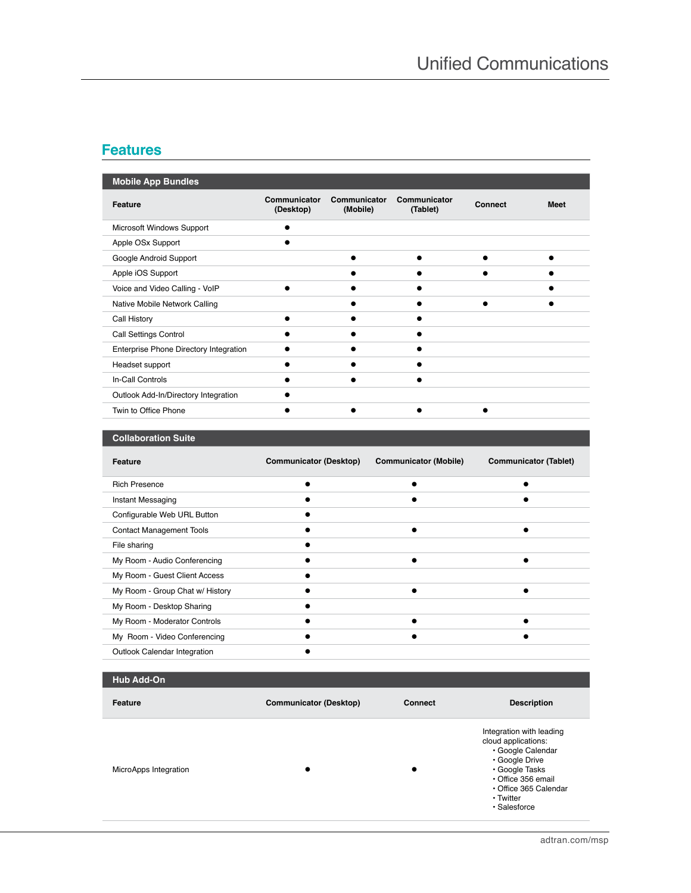## Features

| Mobile App Bundles | | | | | |
|---|---|---|---|---|---|
| **Feature** | **Communicator (Desktop)** | **Communicator (Mobile)** | **Communicator (Tablet)** | **Connect** | **Meet** |
| Microsoft Windows Support | ● | | | | |
| Apple OSx Support | ● | | | | |
| Google Android Support | | ● | ● | ● | ● |
| Apple iOS Support | | ● | ● | ● | ● |
| Voice and Video Calling - VoIP | ● | ● | ● | | ● |
| Native Mobile Network Calling | | ● | ● | ● | ● |
| Call History | ● | ● | ● | | |
| Call Settings Control | ● | ● | ● | | |
| Enterprise Phone Directory Integration | ● | ● | ● | | |
| Headset support | ● | ● | ● | | |
| In-Call Controls | ● | ● | ● | | |
| Outlook Add-In/Directory Integration | ● | | | | |
| Twin to Office Phone | ● | ● | ● | ● | |

| Collaboration Suite | | | |
|---|---|---|---|
| **Feature** | **Communicator (Desktop)** | **Communicator (Mobile)** | **Communicator (Tablet)** |
| Rich Presence | ● | ● | ● |
| Instant Messaging | ● | ● | ● |
| Configurable Web URL Button | ● | | |
| Contact Management Tools | ● | ● | ● |
| File sharing | ● | | |
| My Room - Audio Conferencing | ● | ● | ● |
| My Room - Guest Client Access | ● | | |
| My Room - Group Chat w/ History | ● | ● | ● |
| My Room - Desktop Sharing | ● | | |
| My Room - Moderator Controls | ● | ● | ● |
| My Room - Video Conferencing | ● | ● | ● |
| Outlook Calendar Integration | ● | | |

| Hub Add-On | | | |
|---|---|---|---|
| **Feature** | **Communicator (Desktop)** | **Connect** | **Description** |
| MicroApps Integration | ● | ● | Integration with leading cloud applications: • Google Calendar • Google Drive • Google Tasks • Office 356 email • Office 365 Calendar • Twitter • Salesforce |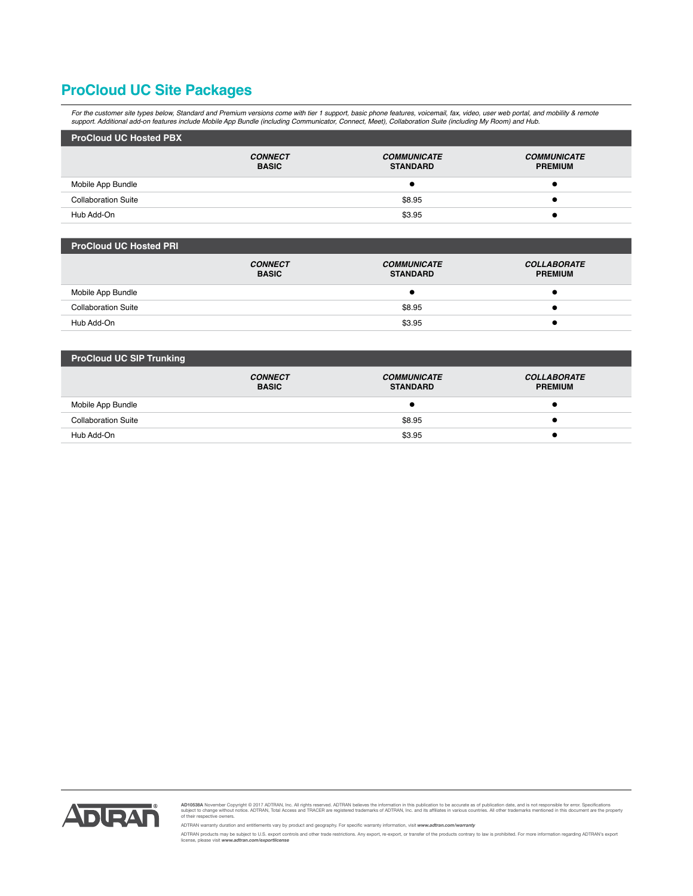## ProCloud UC Site Packages

*For the customer site types below, Standard and Premium versions come with tier 1 support, basic phone features, voicemail, fax, video, user web portal, and mobility & remote support. Additional add-on features include Mobile App Bundle (including Communicator, Connect, Meet), Collaboration Suite (including My Room) and Hub.*

### ProCloud UC Hosted PBX

| | ***CONNECT*** **BASIC** | ***COMMUNICATE*** **STANDARD** | ***COMMUNICATE*** **PREMIUM** |
|---|---|---|---|
| Mobile App Bundle | | ● | ● |
| Collaboration Suite | | $8.95 | ● |
| Hub Add-On | | $3.95 | ● |

### ProCloud UC Hosted PRI

| | ***CONNECT*** **BASIC** | ***COMMUNICATE*** **STANDARD** | ***COLLABORATE*** **PREMIUM** |
|---|---|---|---|
| Mobile App Bundle | | ● | ● |
| Collaboration Suite | | $8.95 | ● |
| Hub Add-On | | $3.95 | ● |

### ProCloud UC SIP Trunking

| | ***CONNECT*** **BASIC** | ***COMMUNICATE*** **STANDARD** | ***COLLABORATE*** **PREMIUM** |
|---|---|---|---|
| Mobile App Bundle | | ● | ● |
| Collaboration Suite | | $8.95 | ● |
| Hub Add-On | | $3.95 | ● |

ADTRAN®

**AD10538A** November Copyright © 2017 ADTRAN, Inc. All rights reserved. ADTRAN believes the information in this publication to be accurate as of publication date, and is not responsible for error. Specifications subject to change without notice. ADTRAN, Total Access and TRACER are registered trademarks of ADTRAN, Inc. and its affiliates in various countries. All other trademarks mentioned in this document are the property of their respective owners.

ADTRAN warranty duration and entitlements vary by product and geography. For specific warranty information, visit ***www.adtran.com/warranty***

ADTRAN products may be subject to U.S. export controls and other trade restrictions. Any export, re-export, or transfer of the products contrary to law is prohibited. For more information regarding ADTRAN's export license, please visit ***www.adtran.com/exportlicense***